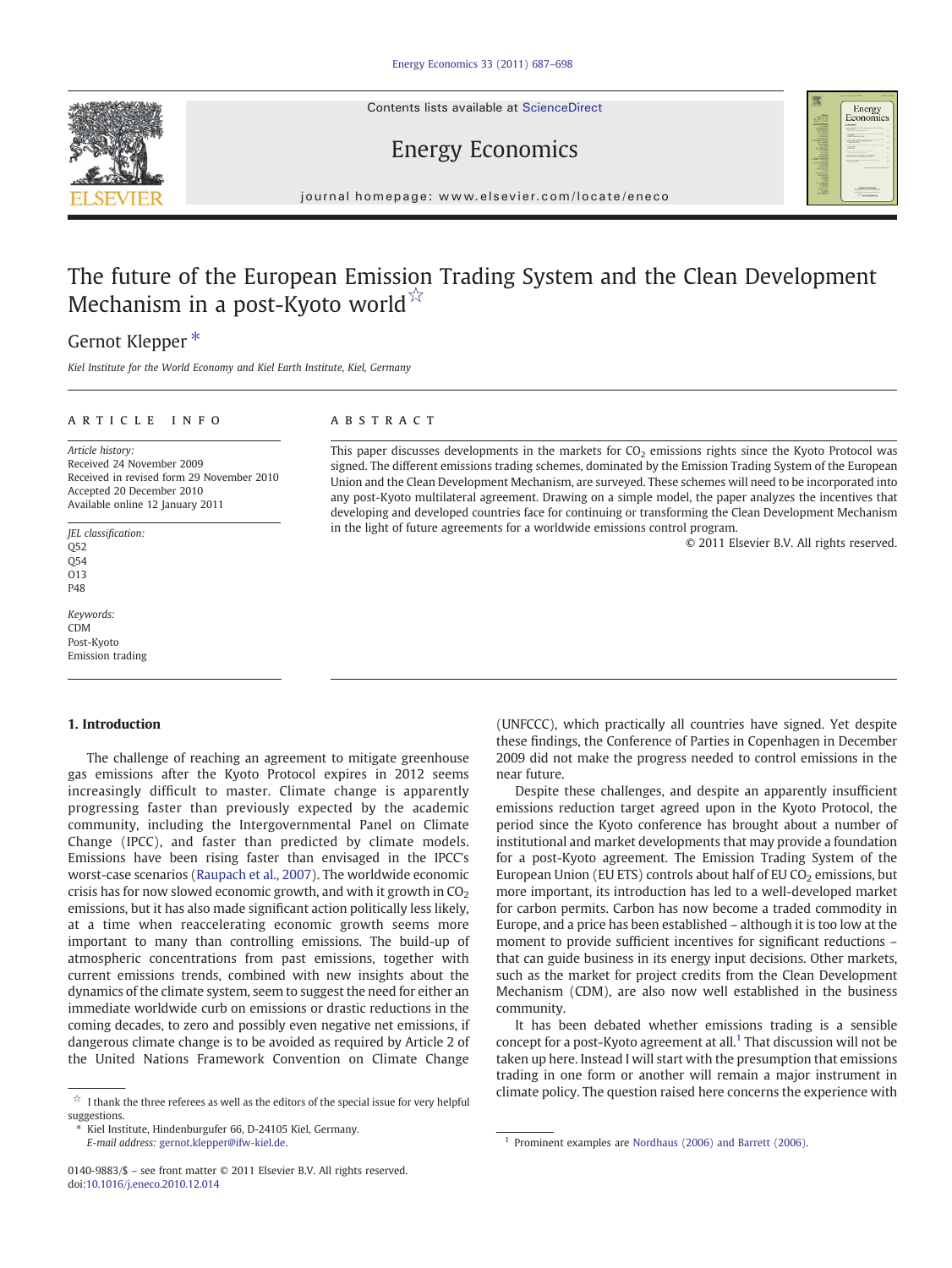# The future of the European Emission Trading System and the Clean Development Mechanism in a post-Kyoto world ☆

Gernot Klepper *

*Kiel Institute for the World Economy and Kiel Earth Institute, Kiel, Germany*

## ARTICLE INFO

*Article history:*
Received 24 November 2009
Received in revised form 29 November 2010
Accepted 20 December 2010
Available online 12 January 2011

*JEL classification:*
Q52
Q54
O13
P48

*Keywords:*
CDM
Post-Kyoto
Emission trading

## ABSTRACT

This paper discusses developments in the markets for $CO_2$ emissions rights since the Kyoto Protocol was signed. The different emissions trading schemes, dominated by the Emission Trading System of the European Union and the Clean Development Mechanism, are surveyed. These schemes will need to be incorporated into any post-Kyoto multilateral agreement. Drawing on a simple model, the paper analyzes the incentives that developing and developed countries face for continuing or transforming the Clean Development Mechanism in the light of future agreements for a worldwide emissions control program.

© 2011 Elsevier B.V. All rights reserved.

## 1. Introduction

The challenge of reaching an agreement to mitigate greenhouse gas emissions after the Kyoto Protocol expires in 2012 seems increasingly difficult to master. Climate change is apparently progressing faster than previously expected by the academic community, including the Intergovernmental Panel on Climate Change (IPCC), and faster than predicted by climate models. Emissions have been rising faster than envisaged in the IPCC's worst-case scenarios (Raupach et al., 2007). The worldwide economic crisis has for now slowed economic growth, and with it growth in $CO_2$ emissions, but it has also made significant action politically less likely, at a time when reaccelerating economic growth seems more important to many than controlling emissions. The build-up of atmospheric concentrations from past emissions, together with current emissions trends, combined with new insights about the dynamics of the climate system, seem to suggest the need for either an immediate worldwide curb on emissions or drastic reductions in the coming decades, to zero and possibly even negative net emissions, if dangerous climate change is to be avoided as required by Article 2 of the United Nations Framework Convention on Climate Change (UNFCCC), which practically all countries have signed. Yet despite these findings, the Conference of Parties in Copenhagen in December 2009 did not make the progress needed to control emissions in the near future.

Despite these challenges, and despite an apparently insufficient emissions reduction target agreed upon in the Kyoto Protocol, the period since the Kyoto conference has brought about a number of institutional and market developments that may provide a foundation for a post-Kyoto agreement. The Emission Trading System of the European Union (EU ETS) controls about half of EU $CO_2$ emissions, but more important, its introduction has led to a well-developed market for carbon permits. Carbon has now become a traded commodity in Europe, and a price has been established – although it is too low at the moment to provide sufficient incentives for significant reductions – that can guide business in its energy input decisions. Other markets, such as the market for project credits from the Clean Development Mechanism (CDM), are also now well established in the business community.

It has been debated whether emissions trading is a sensible concept for a post-Kyoto agreement at all.[1] That discussion will not be taken up here. Instead I will start with the presumption that emissions trading in one form or another will remain a major instrument in climate policy. The question raised here concerns the experience with

---

☆ I thank the three referees as well as the editors of the special issue for very helpful suggestions.

\* Kiel Institute, Hindenburgufer 66, D-24105 Kiel, Germany.
E-mail address: gernot.klepper@ifw-kiel.de.

[1] Prominent examples are Nordhaus (2006) and Barrett (2006).

0140-9883/$ – see front matter © 2011 Elsevier B.V. All rights reserved.
doi:10.1016/j.eneco.2010.12.014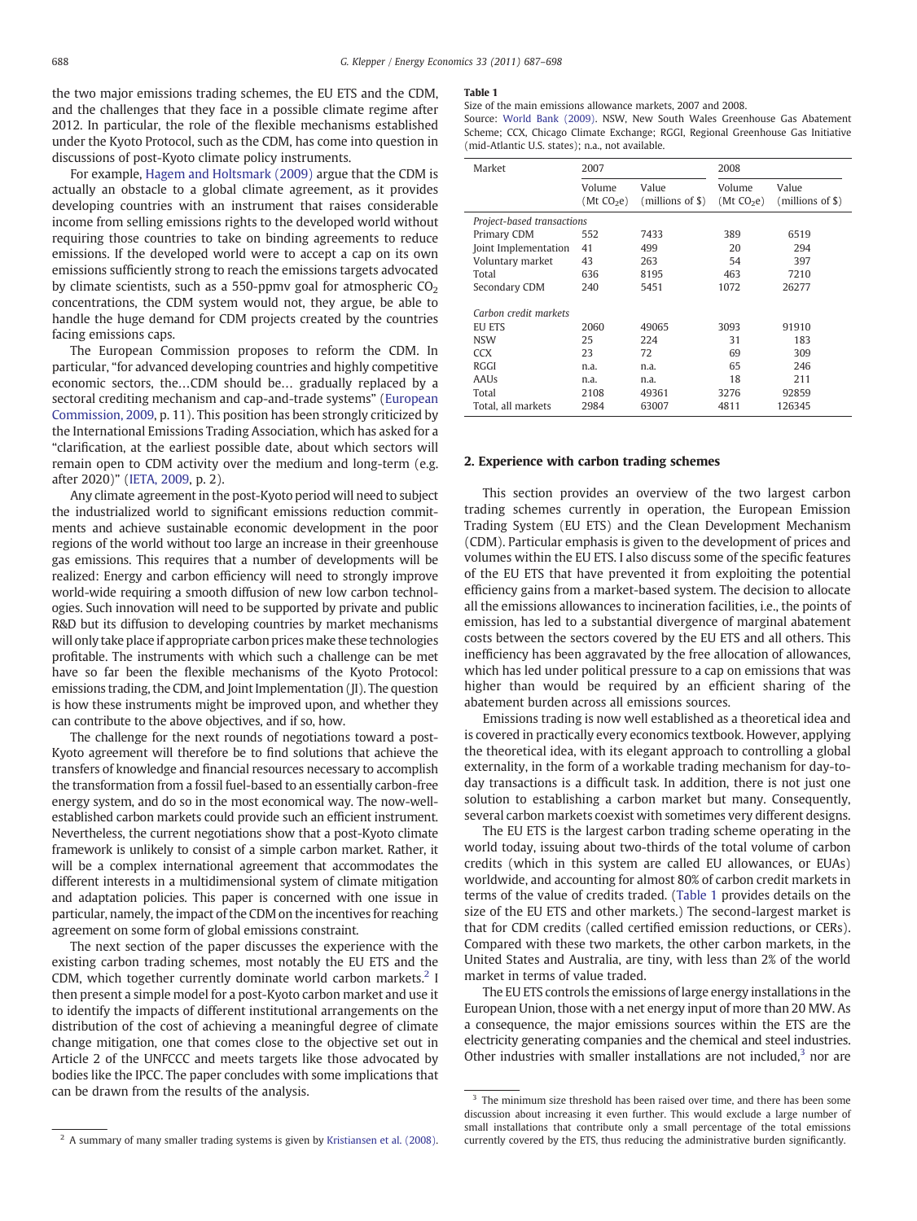the two major emissions trading schemes, the EU ETS and the CDM, and the challenges that they face in a possible climate regime after 2012. In particular, the role of the flexible mechanisms established under the Kyoto Protocol, such as the CDM, has come into question in discussions of post-Kyoto climate policy instruments.

For example, Hagem and Holtsmark (2009) argue that the CDM is actually an obstacle to a global climate agreement, as it provides developing countries with an instrument that raises considerable income from selling emissions rights to the developed world without requiring those countries to take on binding agreements to reduce emissions. If the developed world were to accept a cap on its own emissions sufficiently strong to reach the emissions targets advocated by climate scientists, such as a 550-ppmv goal for atmospheric $CO_2$ concentrations, the CDM system would not, they argue, be able to handle the huge demand for CDM projects created by the countries facing emissions caps.

The European Commission proposes to reform the CDM. In particular, "for advanced developing countries and highly competitive economic sectors, the…CDM should be… gradually replaced by a sectoral crediting mechanism and cap-and-trade systems" (European Commission, 2009, p. 11). This position has been strongly criticized by the International Emissions Trading Association, which has asked for a "clarification, at the earliest possible date, about which sectors will remain open to CDM activity over the medium and long-term (e.g. after 2020)" (IETA, 2009, p. 2).

Any climate agreement in the post-Kyoto period will need to subject the industrialized world to significant emissions reduction commitments and achieve sustainable economic development in the poor regions of the world without too large an increase in their greenhouse gas emissions. This requires that a number of developments will be realized: Energy and carbon efficiency will need to strongly improve world-wide requiring a smooth diffusion of new low carbon technologies. Such innovation will need to be supported by private and public R&D but its diffusion to developing countries by market mechanisms will only take place if appropriate carbon prices make these technologies profitable. The instruments with which such a challenge can be met have so far been the flexible mechanisms of the Kyoto Protocol: emissions trading, the CDM, and Joint Implementation (JI). The question is how these instruments might be improved upon, and whether they can contribute to the above objectives, and if so, how.

The challenge for the next rounds of negotiations toward a post-Kyoto agreement will therefore be to find solutions that achieve the transfers of knowledge and financial resources necessary to accomplish the transformation from a fossil fuel-based to an essentially carbon-free energy system, and do so in the most economical way. The now-well-established carbon markets could provide such an efficient instrument. Nevertheless, the current negotiations show that a post-Kyoto climate framework is unlikely to consist of a simple carbon market. Rather, it will be a complex international agreement that accommodates the different interests in a multidimensional system of climate mitigation and adaptation policies. This paper is concerned with one issue in particular, namely, the impact of the CDM on the incentives for reaching agreement on some form of global emissions constraint.

The next section of the paper discusses the experience with the existing carbon trading schemes, most notably the EU ETS and the CDM, which together currently dominate world carbon markets.[2] I then present a simple model for a post-Kyoto carbon market and use it to identify the impacts of different institutional arrangements on the distribution of the cost of achieving a meaningful degree of climate change mitigation, one that comes close to the objective set out in Article 2 of the UNFCCC and meets targets like those advocated by bodies like the IPCC. The paper concludes with some implications that can be drawn from the results of the analysis.

[2] A summary of many smaller trading systems is given by Kristiansen et al. (2008).

**Table 1**
Size of the main emissions allowance markets, 2007 and 2008.
Source: World Bank (2009). NSW, New South Wales Greenhouse Gas Abatement Scheme; CCX, Chicago Climate Exchange; RGGI, Regional Greenhouse Gas Initiative (mid-Atlantic U.S. states); n.a., not available.

| Market | 2007 | | 2008 | |
|---|---|---|---|---|
| | Volume (Mt $CO_2$e) | Value (millions of $) | Volume (Mt $CO_2$e) | Value (millions of $) |
| *Project-based transactions* | | | | |
| Primary CDM | 552 | 7433 | 389 | 6519 |
| Joint Implementation | 41 | 499 | 20 | 294 |
| Voluntary market | 43 | 263 | 54 | 397 |
| Total | 636 | 8195 | 463 | 7210 |
| Secondary CDM | 240 | 5451 | 1072 | 26277 |
| *Carbon credit markets* | | | | |
| EU ETS | 2060 | 49065 | 3093 | 91910 |
| NSW | 25 | 224 | 31 | 183 |
| CCX | 23 | 72 | 69 | 309 |
| RGGI | n.a. | n.a. | 65 | 246 |
| AAUs | n.a. | n.a. | 18 | 211 |
| Total | 2108 | 49361 | 3276 | 92859 |
| Total, all markets | 2984 | 63007 | 4811 | 126345 |

## 2. Experience with carbon trading schemes

This section provides an overview of the two largest carbon trading schemes currently in operation, the European Emission Trading System (EU ETS) and the Clean Development Mechanism (CDM). Particular emphasis is given to the development of prices and volumes within the EU ETS. I also discuss some of the specific features of the EU ETS that have prevented it from exploiting the potential efficiency gains from a market-based system. The decision to allocate all the emissions allowances to incineration facilities, i.e., the points of emission, has led to a substantial divergence of marginal abatement costs between the sectors covered by the EU ETS and all others. This inefficiency has been aggravated by the free allocation of allowances, which has led under political pressure to a cap on emissions that was higher than would be required by an efficient sharing of the abatement burden across all emissions sources.

Emissions trading is now well established as a theoretical idea and is covered in practically every economics textbook. However, applying the theoretical idea, with its elegant approach to controlling a global externality, in the form of a workable trading mechanism for day-to-day transactions is a difficult task. In addition, there is not just one solution to establishing a carbon market but many. Consequently, several carbon markets coexist with sometimes very different designs.

The EU ETS is the largest carbon trading scheme operating in the world today, issuing about two-thirds of the total volume of carbon credits (which in this system are called EU allowances, or EUAs) worldwide, and accounting for almost 80% of carbon credit markets in terms of the value of credits traded. (Table 1 provides details on the size of the EU ETS and other markets.) The second-largest market is that for CDM credits (called certified emission reductions, or CERs). Compared with these two markets, the other carbon markets, in the United States and Australia, are tiny, with less than 2% of the world market in terms of value traded.

The EU ETS controls the emissions of large energy installations in the European Union, those with a net energy input of more than 20 MW. As a consequence, the major emissions sources within the ETS are the electricity generating companies and the chemical and steel industries. Other industries with smaller installations are not included,[3] nor are

[3] The minimum size threshold has been raised over time, and there has been some discussion about increasing it even further. This would exclude a large number of small installations that contribute only a small percentage of the total emissions currently covered by the ETS, thus reducing the administrative burden significantly.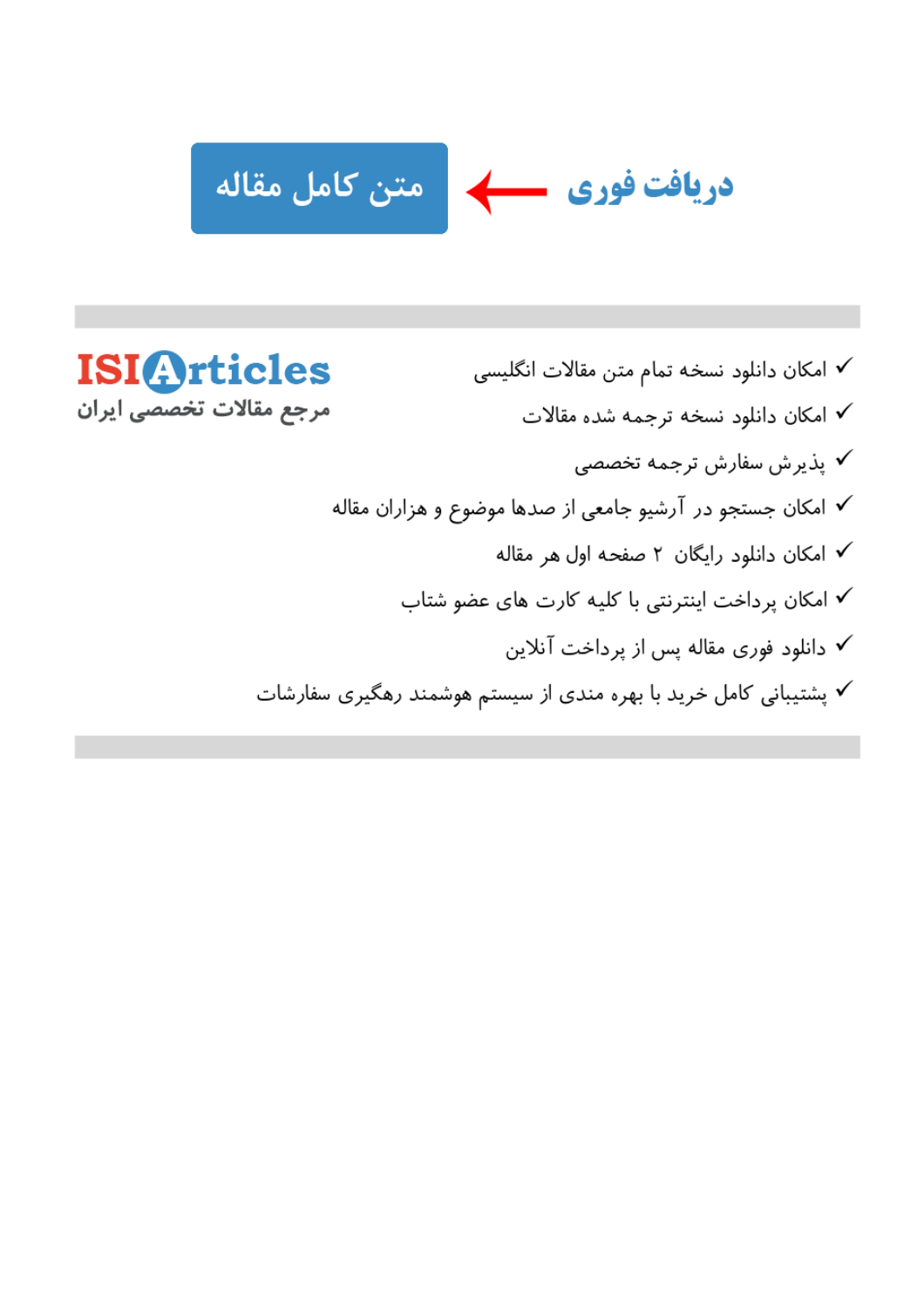دریافت فوری ← متن کامل مقاله

**ISIArticles**
مرجع مقالات تخصصی ایران

- ✓ امکان دانلود نسخه تمام متن مقالات انگلیسی
- ✓ امکان دانلود نسخه ترجمه شده مقالات
- ✓ پذیرش سفارش ترجمه تخصصی
- ✓ امکان جستجو در آرشیو جامعی از صدها موضوع و هزاران مقاله
- ✓ امکان دانلود رایگان ۲ صفحه اول هر مقاله
- ✓ امکان پرداخت اینترنتی با کلیه کارت های عضو شتاب
- ✓ دانلود فوری مقاله پس از پرداخت آنلاین
- ✓ پشتیبانی کامل خرید با بهره مندی از سیستم هوشمند رهگیری سفارشات